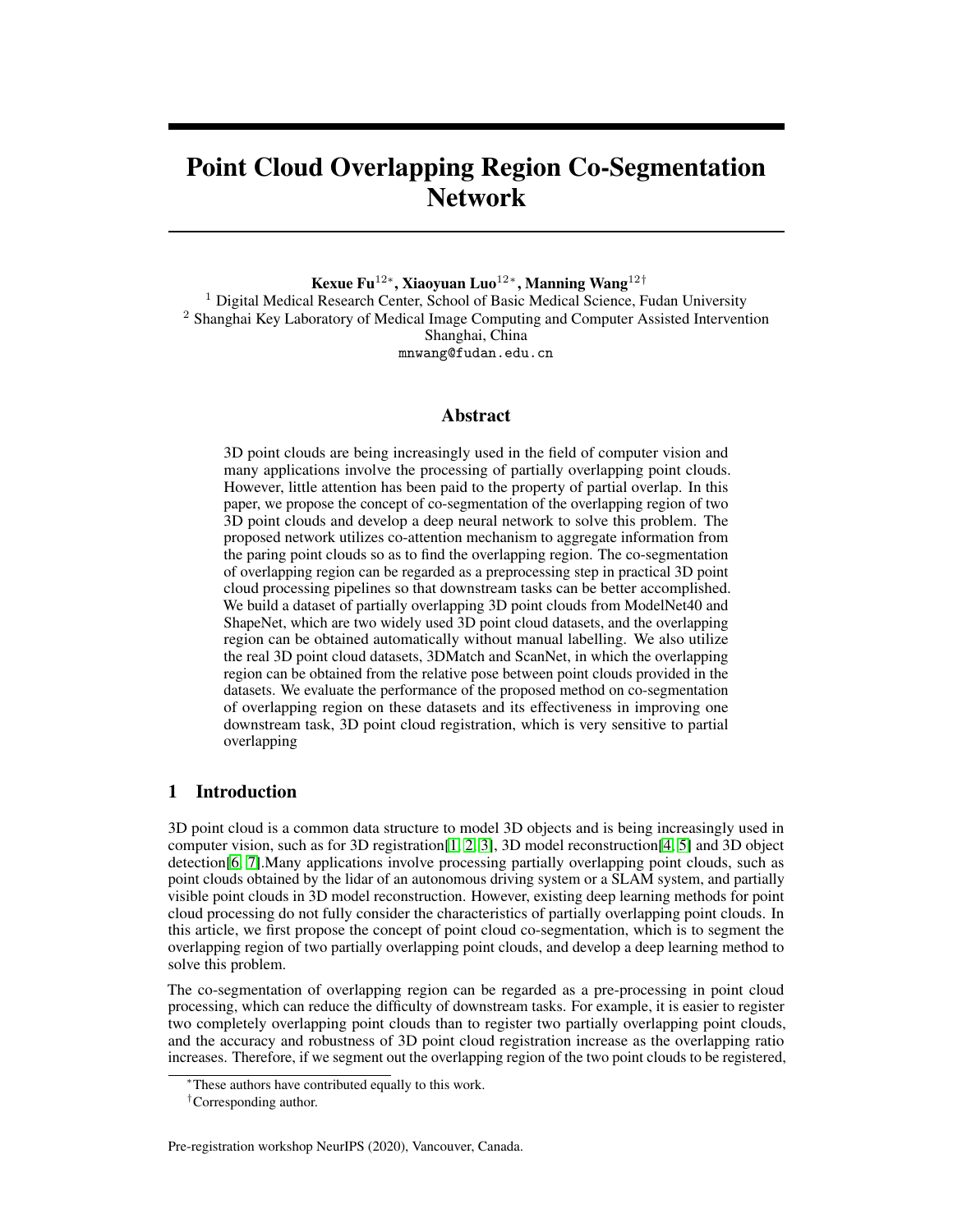# Point Cloud Overlapping Region Co-Segmentation Network

**Kexue Fu[12*], Xiaoyuan Luo[12*], Manning Wang[12†]**
[1] Digital Medical Research Center, School of Basic Medical Science, Fudan University
[2] Shanghai Key Laboratory of Medical Image Computing and Computer Assisted Intervention
Shanghai, China
mnwang@fudan.edu.cn

## Abstract

3D point clouds are being increasingly used in the field of computer vision and many applications involve the processing of partially overlapping point clouds. However, little attention has been paid to the property of partial overlap. In this paper, we propose the concept of co-segmentation of the overlapping region of two 3D point clouds and develop a deep neural network to solve this problem. The proposed network utilizes co-attention mechanism to aggregate information from the paring point clouds so as to find the overlapping region. The co-segmentation of overlapping region can be regarded as a preprocessing step in practical 3D point cloud processing pipelines so that downstream tasks can be better accomplished. We build a dataset of partially overlapping 3D point clouds from ModelNet40 and ShapeNet, which are two widely used 3D point cloud datasets, and the overlapping region can be obtained automatically without manual labelling. We also utilize the real 3D point cloud datasets, 3DMatch and ScanNet, in which the overlapping region can be obtained from the relative pose between point clouds provided in the datasets. We evaluate the performance of the proposed method on co-segmentation of overlapping region on these datasets and its effectiveness in improving one downstream task, 3D point cloud registration, which is very sensitive to partial overlapping

## 1 Introduction

3D point cloud is a common data structure to model 3D objects and is being increasingly used in computer vision, such as for 3D registration[1, 2, 3], 3D model reconstruction[4, 5] and 3D object detection[6, 7].Many applications involve processing partially overlapping point clouds, such as point clouds obtained by the lidar of an autonomous driving system or a SLAM system, and partially visible point clouds in 3D model reconstruction. However, existing deep learning methods for point cloud processing do not fully consider the characteristics of partially overlapping point clouds. In this article, we first propose the concept of point cloud co-segmentation, which is to segment the overlapping region of two partially overlapping point clouds, and develop a deep learning method to solve this problem.

The co-segmentation of overlapping region can be regarded as a pre-processing in point cloud processing, which can reduce the difficulty of downstream tasks. For example, it is easier to register two completely overlapping point clouds than to register two partially overlapping point clouds, and the accuracy and robustness of 3D point cloud registration increase as the overlapping ratio increases. Therefore, if we segment out the overlapping region of the two point clouds to be registered,

*These authors have contributed equally to this work.

†Corresponding author.

Pre-registration workshop NeurIPS (2020), Vancouver, Canada.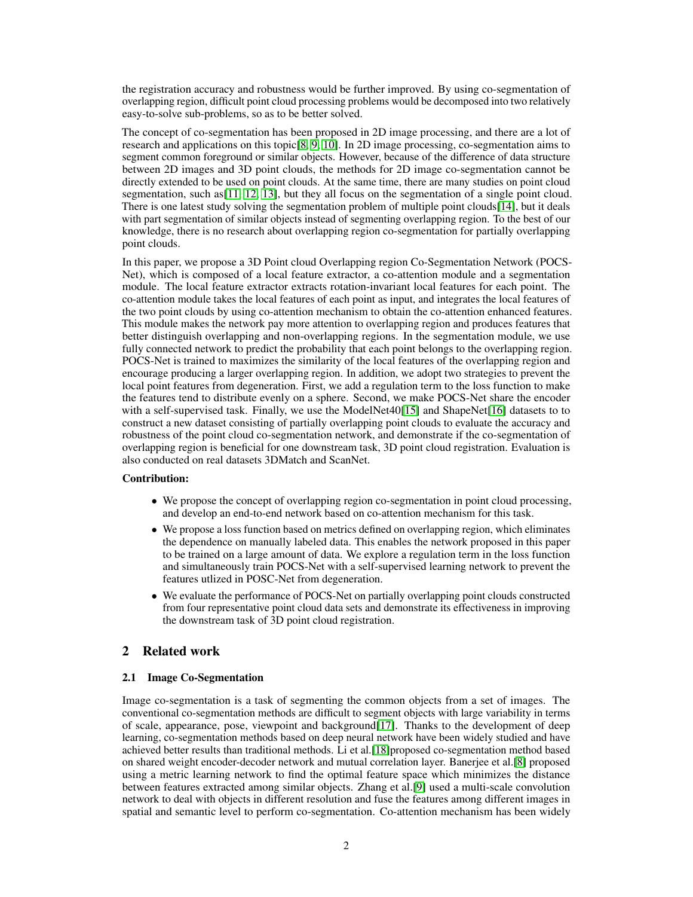the registration accuracy and robustness would be further improved. By using co-segmentation of overlapping region, difficult point cloud processing problems would be decomposed into two relatively easy-to-solve sub-problems, so as to be better solved.

The concept of co-segmentation has been proposed in 2D image processing, and there are a lot of research and applications on this topic[8, 9, 10]. In 2D image processing, co-segmentation aims to segment common foreground or similar objects. However, because of the difference of data structure between 2D images and 3D point clouds, the methods for 2D image co-segmentation cannot be directly extended to be used on point clouds. At the same time, there are many studies on point cloud segmentation, such as[11, 12, 13], but they all focus on the segmentation of a single point cloud. There is one latest study solving the segmentation problem of multiple point clouds[14], but it deals with part segmentation of similar objects instead of segmenting overlapping region. To the best of our knowledge, there is no research about overlapping region co-segmentation for partially overlapping point clouds.

In this paper, we propose a 3D Point cloud Overlapping region Co-Segmentation Network (POCS-Net), which is composed of a local feature extractor, a co-attention module and a segmentation module. The local feature extractor extracts rotation-invariant local features for each point. The co-attention module takes the local features of each point as input, and integrates the local features of the two point clouds by using co-attention mechanism to obtain the co-attention enhanced features. This module makes the network pay more attention to overlapping region and produces features that better distinguish overlapping and non-overlapping regions. In the segmentation module, we use fully connected network to predict the probability that each point belongs to the overlapping region. POCS-Net is trained to maximizes the similarity of the local features of the overlapping region and encourage producing a larger overlapping region. In addition, we adopt two strategies to prevent the local point features from degeneration. First, we add a regulation term to the loss function to make the features tend to distribute evenly on a sphere. Second, we make POCS-Net share the encoder with a self-supervised task. Finally, we use the ModelNet40[15] and ShapeNet[16] datasets to to construct a new dataset consisting of partially overlapping point clouds to evaluate the accuracy and robustness of the point cloud co-segmentation network, and demonstrate if the co-segmentation of overlapping region is beneficial for one downstream task, 3D point cloud registration. Evaluation is also conducted on real datasets 3DMatch and ScanNet.

**Contribution:**

- We propose the concept of overlapping region co-segmentation in point cloud processing, and develop an end-to-end network based on co-attention mechanism for this task.
- We propose a loss function based on metrics defined on overlapping region, which eliminates the dependence on manually labeled data. This enables the network proposed in this paper to be trained on a large amount of data. We explore a regulation term in the loss function and simultaneously train POCS-Net with a self-supervised learning network to prevent the features utlized in POSC-Net from degeneration.
- We evaluate the performance of POCS-Net on partially overlapping point clouds constructed from four representative point cloud data sets and demonstrate its effectiveness in improving the downstream task of 3D point cloud registration.

## 2 Related work

### 2.1 Image Co-Segmentation

Image co-segmentation is a task of segmenting the common objects from a set of images. The conventional co-segmentation methods are difficult to segment objects with large variability in terms of scale, appearance, pose, viewpoint and background[17]. Thanks to the development of deep learning, co-segmentation methods based on deep neural network have been widely studied and have achieved better results than traditional methods. Li et al.[18]proposed co-segmentation method based on shared weight encoder-decoder network and mutual correlation layer. Banerjee et al.[8] proposed using a metric learning network to find the optimal feature space which minimizes the distance between features extracted among similar objects. Zhang et al.[9] used a multi-scale convolution network to deal with objects in different resolution and fuse the features among different images in spatial and semantic level to perform co-segmentation. Co-attention mechanism has been widely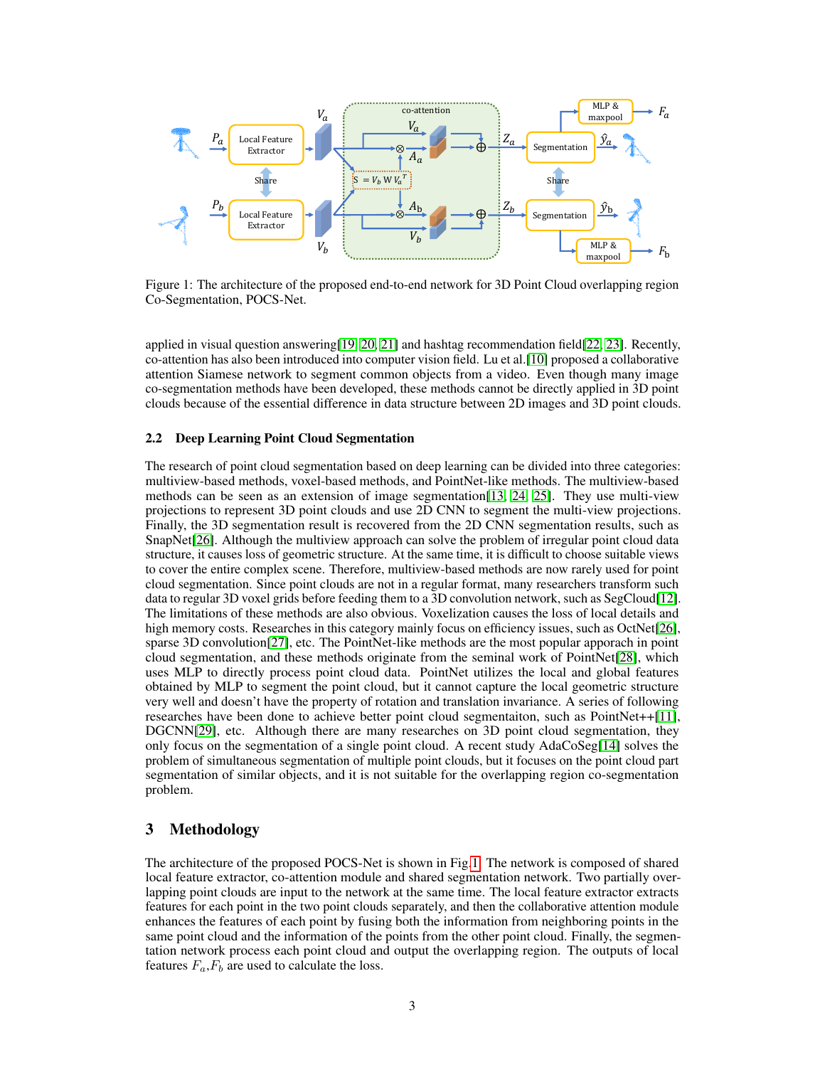Figure 1: The architecture of the proposed end-to-end network for 3D Point Cloud overlapping region Co-Segmentation, POCS-Net.

applied in visual question answering[19, 20, 21] and hashtag recommendation field[22, 23]. Recently, co-attention has also been introduced into computer vision field. Lu et al.[10] proposed a collaborative attention Siamese network to segment common objects from a video. Even though many image co-segmentation methods have been developed, these methods cannot be directly applied in 3D point clouds because of the essential difference in data structure between 2D images and 3D point clouds.

### 2.2 Deep Learning Point Cloud Segmentation

The research of point cloud segmentation based on deep learning can be divided into three categories: multiview-based methods, voxel-based methods, and PointNet-like methods. The multiview-based methods can be seen as an extension of image segmentation[13, 24, 25]. They use multi-view projections to represent 3D point clouds and use 2D CNN to segment the multi-view projections. Finally, the 3D segmentation result is recovered from the 2D CNN segmentation results, such as SnapNet[26]. Although the multiview approach can solve the problem of irregular point cloud data structure, it causes loss of geometric structure. At the same time, it is difficult to choose suitable views to cover the entire complex scene. Therefore, multiview-based methods are now rarely used for point cloud segmentation. Since point clouds are not in a regular format, many researchers transform such data to regular 3D voxel grids before feeding them to a 3D convolution network, such as SegCloud[12]. The limitations of these methods are also obvious. Voxelization causes the loss of local details and high memory costs. Researches in this category mainly focus on efficiency issues, such as OctNet[26], sparse 3D convolution[27], etc. The PointNet-like methods are the most popular approach in point cloud segmentation, and these methods originate from the seminal work of PointNet[28], which uses MLP to directly process point cloud data. PointNet utilizes the local and global features obtained by MLP to segment the point cloud, but it cannot capture the local geometric structure very well and doesn't have the property of rotation and translation invariance. A series of following researches have been done to achieve better point cloud segmentaiton, such as PointNet++[11], DGCNN[29], etc. Although there are many researches on 3D point cloud segmentation, they only focus on the segmentation of a single point cloud. A recent study AdaCoSeg[14] solves the problem of simultaneous segmentation of multiple point clouds, but it focuses on the point cloud part segmentation of similar objects, and it is not suitable for the overlapping region co-segmentation problem.

## 3 Methodology

The architecture of the proposed POCS-Net is shown in Fig.1. The network is composed of shared local feature extractor, co-attention module and shared segmentation network. Two partially overlapping point clouds are input to the network at the same time. The local feature extractor extracts features for each point in the two point clouds separately, and then the collaborative attention module enhances the features of each point by fusing both the information from neighboring points in the same point cloud and the information of the points from the other point cloud. Finally, the segmentation network process each point cloud and output the overlapping region. The outputs of local features $F_a$,$F_b$ are used to calculate the loss.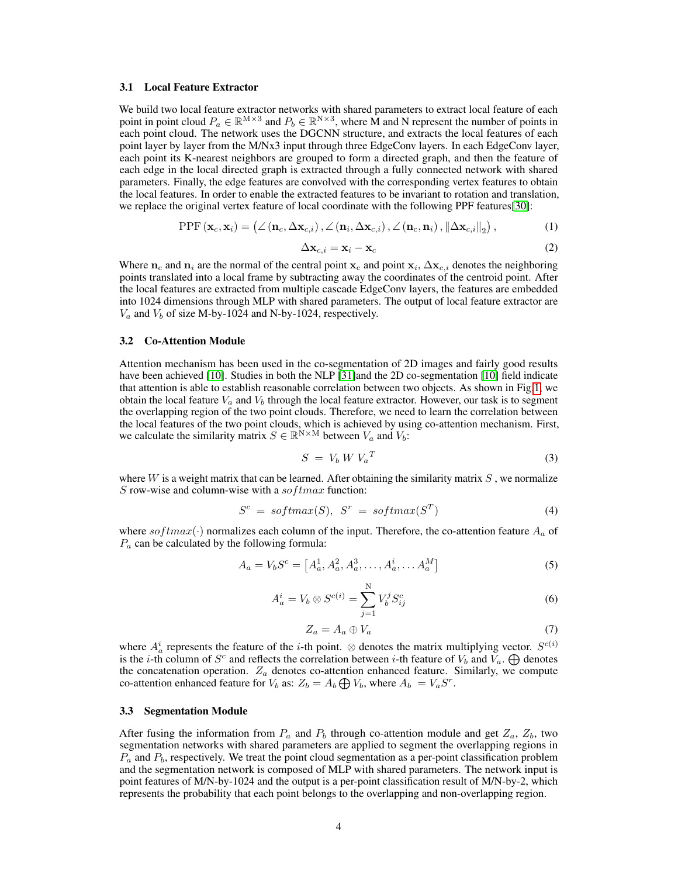### 3.1 Local Feature Extractor

We build two local feature extractor networks with shared parameters to extract local feature of each point in point cloud $P_a \in \mathbb{R}^{\mathrm{M}\times 3}$ and $P_b \in \mathbb{R}^{\mathrm{N}\times 3}$, where M and N represent the number of points in each point cloud. The network uses the DGCNN structure, and extracts the local features of each point layer by layer from the M/Nx3 input through three EdgeConv layers. In each EdgeConv layer, each point its K-nearest neighbors are grouped to form a directed graph, and then the feature of each edge in the local directed graph is extracted through a fully connected network with shared parameters. Finally, the edge features are convolved with the corresponding vertex features to obtain the local features. In order to enable the extracted features to be invariant to rotation and translation, we replace the original vertex feature of local coordinate with the following PPF features[30]:

$$\mathrm{PPF}\left(\mathbf{x}_c, \mathbf{x}_i\right) = \left(\angle\left(\mathbf{n}_c, \Delta\mathbf{x}_{c,i}\right), \angle\left(\mathbf{n}_i, \Delta\mathbf{x}_{c,i}\right), \angle\left(\mathbf{n}_c, \mathbf{n}_i\right), \left\|\Delta\mathbf{x}_{c,i}\right\|_2\right), \tag{1}$$

$$\Delta\mathbf{x}_{c,i} = \mathbf{x}_i - \mathbf{x}_c \tag{2}$$

Where $\mathbf{n}_c$ and $\mathbf{n}_i$ are the normal of the central point $\mathbf{x}_c$ and point $\mathbf{x}_i$, $\Delta\mathbf{x}_{c,i}$ denotes the neighboring points translated into a local frame by subtracting away the coordinates of the centroid point. After the local features are extracted from multiple cascade EdgeConv layers, the features are embedded into 1024 dimensions through MLP with shared parameters. The output of local feature extractor are $V_a$ and $V_b$ of size M-by-1024 and N-by-1024, respectively.

### 3.2 Co-Attention Module

Attention mechanism has been used in the co-segmentation of 2D images and fairly good results have been achieved [10]. Studies in both the NLP [31]and the 2D co-segmentation [10] field indicate that attention is able to establish reasonable correlation between two objects. As shown in Fig 1, we obtain the local feature $V_a$ and $V_b$ through the local feature extractor. However, our task is to segment the overlapping region of the two point clouds. Therefore, we need to learn the correlation between the local features of the two point clouds, which is achieved by using co-attention mechanism. First, we calculate the similarity matrix $S \in \mathbb{R}^{\mathrm{N}\times\mathrm{M}}$ between $V_a$ and $V_b$:

$$S = V_b \, W \, {V_a}^T \tag{3}$$

where $W$ is a weight matrix that can be learned. After obtaining the similarity matrix $S$ , we normalize $S$ row-wise and column-wise with a $softmax$ function:

$$S^c = softmax(S), \;\; S^r = softmax(S^T) \tag{4}$$

where $softmax(\cdot)$ normalizes each column of the input. Therefore, the co-attention feature $A_a$ of $P_a$ can be calculated by the following formula:

$$A_a = V_b S^c = \left[A_a^1, A_a^2, A_a^3, \ldots, A_a^i, \ldots A_a^M\right] \tag{5}$$

$$A_a^i = V_b \otimes S^{c(i)} = \sum_{j=1}^{\mathrm{N}} V_b^j S_{ij}^c \tag{6}$$

$$Z_a = A_a \oplus V_a \tag{7}$$

where $A_a^i$ represents the feature of the $i$-th point. $\otimes$ denotes the matrix multiplying vector. $S^{c(i)}$ is the $i$-th column of $S^c$ and reflects the correlation between $i$-th feature of $V_b$ and $V_a$. $\bigoplus$ denotes the concatenation operation. $Z_a$ denotes co-attention enhanced feature. Similarly, we compute co-attention enhanced feature for $V_b$ as: $Z_b = A_b \bigoplus V_b$, where $A_b = V_a S^r$.

### 3.3 Segmentation Module

After fusing the information from $P_a$ and $P_b$ through co-attention module and get $Z_a$, $Z_b$, two segmentation networks with shared parameters are applied to segment the overlapping regions in $P_a$ and $P_b$, respectively. We treat the point cloud segmentation as a per-point classification problem and the segmentation network is composed of MLP with shared parameters. The network input is point features of M/N-by-1024 and the output is a per-point classification result of M/N-by-2, which represents the probability that each point belongs to the overlapping and non-overlapping region.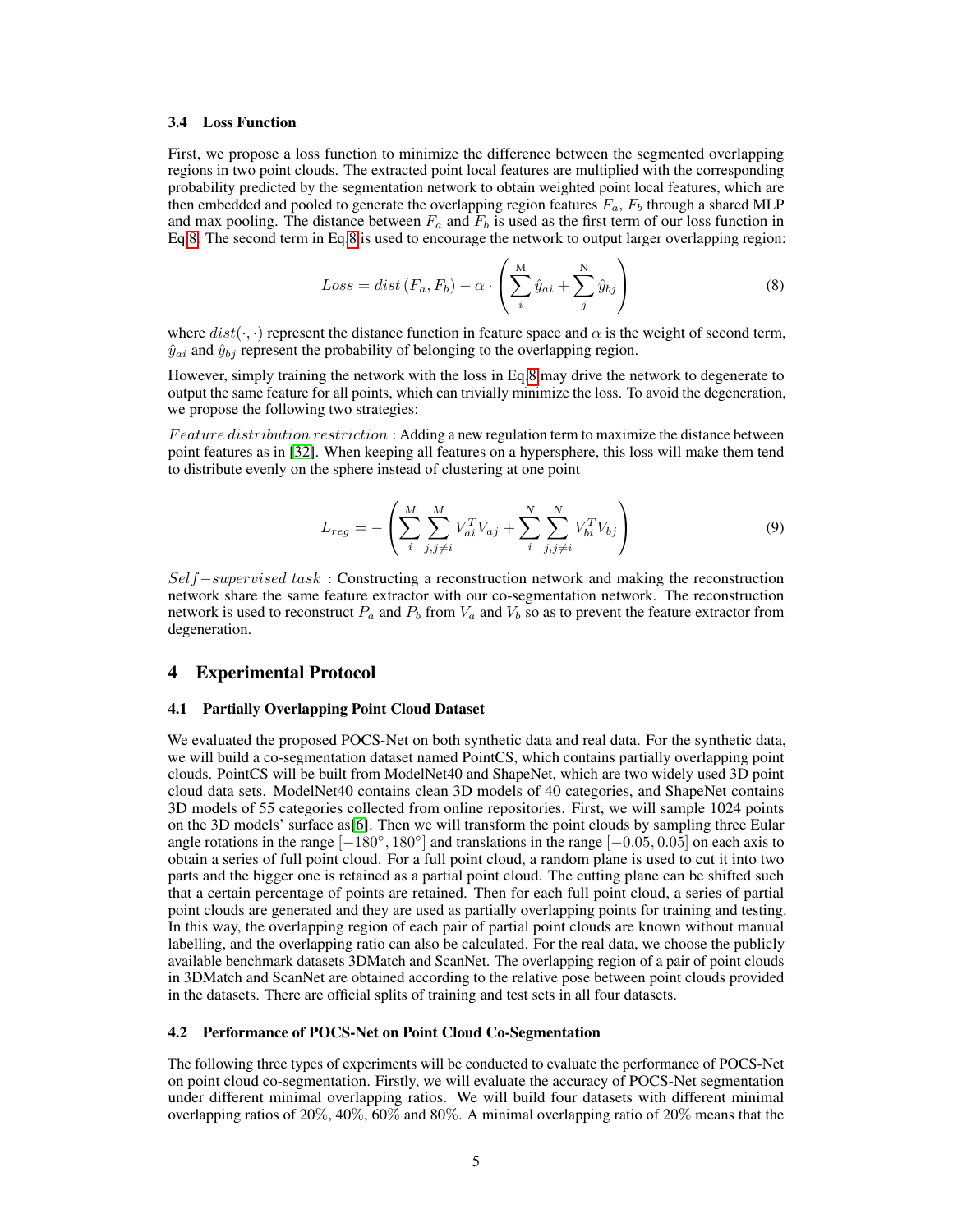### 3.4 Loss Function

First, we propose a loss function to minimize the difference between the segmented overlapping regions in two point clouds. The extracted point local features are multiplied with the corresponding probability predicted by the segmentation network to obtain weighted point local features, which are then embedded and pooled to generate the overlapping region features $F_a$, $F_b$ through a shared MLP and max pooling. The distance between $F_a$ and $F_b$ is used as the first term of our loss function in Eq.8. The second term in Eq.8 is used to encourage the network to output larger overlapping region:

$$Loss = dist\left(F_a, F_b\right) - \alpha \cdot \left( \sum_{i}^{\mathrm{M}} \hat{y}_{ai} + \sum_{j}^{\mathrm{N}} \hat{y}_{bj} \right) \tag{8}$$

where $dist(\cdot, \cdot)$ represent the distance function in feature space and $\alpha$ is the weight of second term, $\hat{y}_{ai}$ and $\hat{y}_{bj}$ represent the probability of belonging to the overlapping region.

However, simply training the network with the loss in Eq.8 may drive the network to degenerate to output the same feature for all points, which can trivially minimize the loss. To avoid the degeneration, we propose the following two strategies:

$Feature\ distribution\ restriction$ : Adding a new regulation term to maximize the distance between point features as in [32]. When keeping all features on a hypersphere, this loss will make them tend to distribute evenly on the sphere instead of clustering at one point

$$L_{reg} = -\left( \sum_{i}^{M} \sum_{j,j \neq i}^{M} V_{ai}^T V_{aj} + \sum_{i}^{N} \sum_{j,j \neq i}^{N} V_{bi}^T V_{bj} \right) \tag{9}$$

$Self-supervised\ task$ : Constructing a reconstruction network and making the reconstruction network share the same feature extractor with our co-segmentation network. The reconstruction network is used to reconstruct $P_a$ and $P_b$ from $V_a$ and $V_b$ so as to prevent the feature extractor from degeneration.

## 4 Experimental Protocol

### 4.1 Partially Overlapping Point Cloud Dataset

We evaluated the proposed POCS-Net on both synthetic data and real data. For the synthetic data, we will build a co-segmentation dataset named PointCS, which contains partially overlapping point clouds. PointCS will be built from ModelNet40 and ShapeNet, which are two widely used 3D point cloud data sets. ModelNet40 contains clean 3D models of 40 categories, and ShapeNet contains 3D models of 55 categories collected from online repositories. First, we will sample 1024 points on the 3D models' surface as[6]. Then we will transform the point clouds by sampling three Eular angle rotations in the range $[-180°, 180°]$ and translations in the range $[-0.05, 0.05]$ on each axis to obtain a series of full point cloud. For a full point cloud, a random plane is used to cut it into two parts and the bigger one is retained as a partial point cloud. The cutting plane can be shifted such that a certain percentage of points are retained. Then for each full point cloud, a series of partial point clouds are generated and they are used as partially overlapping points for training and testing. In this way, the overlapping region of each pair of partial point clouds are known without manual labelling, and the overlapping ratio can also be calculated. For the real data, we choose the publicly available benchmark datasets 3DMatch and ScanNet. The overlapping region of a pair of point clouds in 3DMatch and ScanNet are obtained according to the relative pose between point clouds provided in the datasets. There are official splits of training and test sets in all four datasets.

### 4.2 Performance of POCS-Net on Point Cloud Co-Segmentation

The following three types of experiments will be conducted to evaluate the performance of POCS-Net on point cloud co-segmentation. Firstly, we will evaluate the accuracy of POCS-Net segmentation under different minimal overlapping ratios. We will build four datasets with different minimal overlapping ratios of 20%, 40%, 60% and 80%. A minimal overlapping ratio of 20% means that the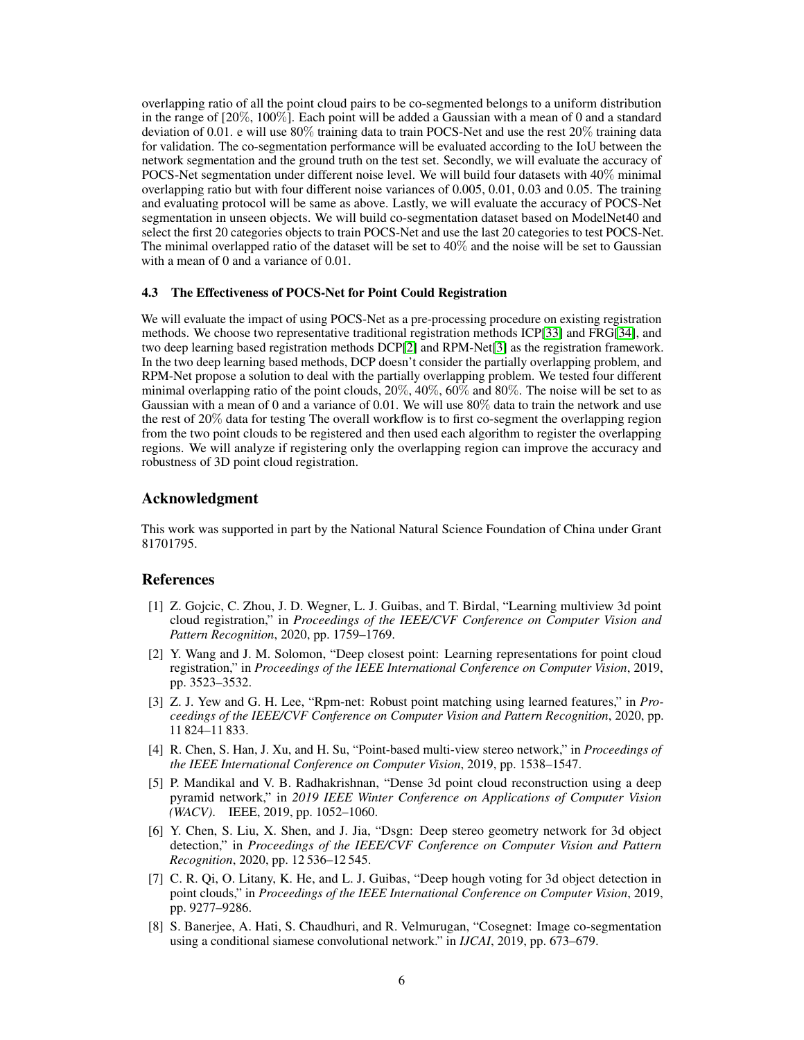overlapping ratio of all the point cloud pairs to be co-segmented belongs to a uniform distribution in the range of [20%, 100%]. Each point will be added a Gaussian with a mean of 0 and a standard deviation of 0.01. e will use 80% training data to train POCS-Net and use the rest 20% training data for validation. The co-segmentation performance will be evaluated according to the IoU between the network segmentation and the ground truth on the test set. Secondly, we will evaluate the accuracy of POCS-Net segmentation under different noise level. We will build four datasets with 40% minimal overlapping ratio but with four different noise variances of 0.005, 0.01, 0.03 and 0.05. The training and evaluating protocol will be same as above. Lastly, we will evaluate the accuracy of POCS-Net segmentation in unseen objects. We will build co-segmentation dataset based on ModelNet40 and select the first 20 categories objects to train POCS-Net and use the last 20 categories to test POCS-Net. The minimal overlapped ratio of the dataset will be set to 40% and the noise will be set to Gaussian with a mean of 0 and a variance of 0.01.

### 4.3 The Effectiveness of POCS-Net for Point Could Registration

We will evaluate the impact of using POCS-Net as a pre-processing procedure on existing registration methods. We choose two representative traditional registration methods ICP[33] and FRG[34], and two deep learning based registration methods DCP[2] and RPM-Net[3] as the registration framework. In the two deep learning based methods, DCP doesn't consider the partially overlapping problem, and RPM-Net propose a solution to deal with the partially overlapping problem. We tested four different minimal overlapping ratio of the point clouds, 20%, 40%, 60% and 80%. The noise will be set to as Gaussian with a mean of 0 and a variance of 0.01. We will use 80% data to train the network and use the rest of 20% data for testing The overall workflow is to first co-segment the overlapping region from the two point clouds to be registered and then used each algorithm to register the overlapping regions. We will analyze if registering only the overlapping region can improve the accuracy and robustness of 3D point cloud registration.

## Acknowledgment

This work was supported in part by the National Natural Science Foundation of China under Grant 81701795.

## References

[1] Z. Gojcic, C. Zhou, J. D. Wegner, L. J. Guibas, and T. Birdal, "Learning multiview 3d point cloud registration," in *Proceedings of the IEEE/CVF Conference on Computer Vision and Pattern Recognition*, 2020, pp. 1759–1769.

[2] Y. Wang and J. M. Solomon, "Deep closest point: Learning representations for point cloud registration," in *Proceedings of the IEEE International Conference on Computer Vision*, 2019, pp. 3523–3532.

[3] Z. J. Yew and G. H. Lee, "Rpm-net: Robust point matching using learned features," in *Proceedings of the IEEE/CVF Conference on Computer Vision and Pattern Recognition*, 2020, pp. 11 824–11 833.

[4] R. Chen, S. Han, J. Xu, and H. Su, "Point-based multi-view stereo network," in *Proceedings of the IEEE International Conference on Computer Vision*, 2019, pp. 1538–1547.

[5] P. Mandikal and V. B. Radhakrishnan, "Dense 3d point cloud reconstruction using a deep pyramid network," in *2019 IEEE Winter Conference on Applications of Computer Vision (WACV)*. IEEE, 2019, pp. 1052–1060.

[6] Y. Chen, S. Liu, X. Shen, and J. Jia, "Dsgn: Deep stereo geometry network for 3d object detection," in *Proceedings of the IEEE/CVF Conference on Computer Vision and Pattern Recognition*, 2020, pp. 12 536–12 545.

[7] C. R. Qi, O. Litany, K. He, and L. J. Guibas, "Deep hough voting for 3d object detection in point clouds," in *Proceedings of the IEEE International Conference on Computer Vision*, 2019, pp. 9277–9286.

[8] S. Banerjee, A. Hati, S. Chaudhuri, and R. Velmurugan, "Cosegnet: Image co-segmentation using a conditional siamese convolutional network." in *IJCAI*, 2019, pp. 673–679.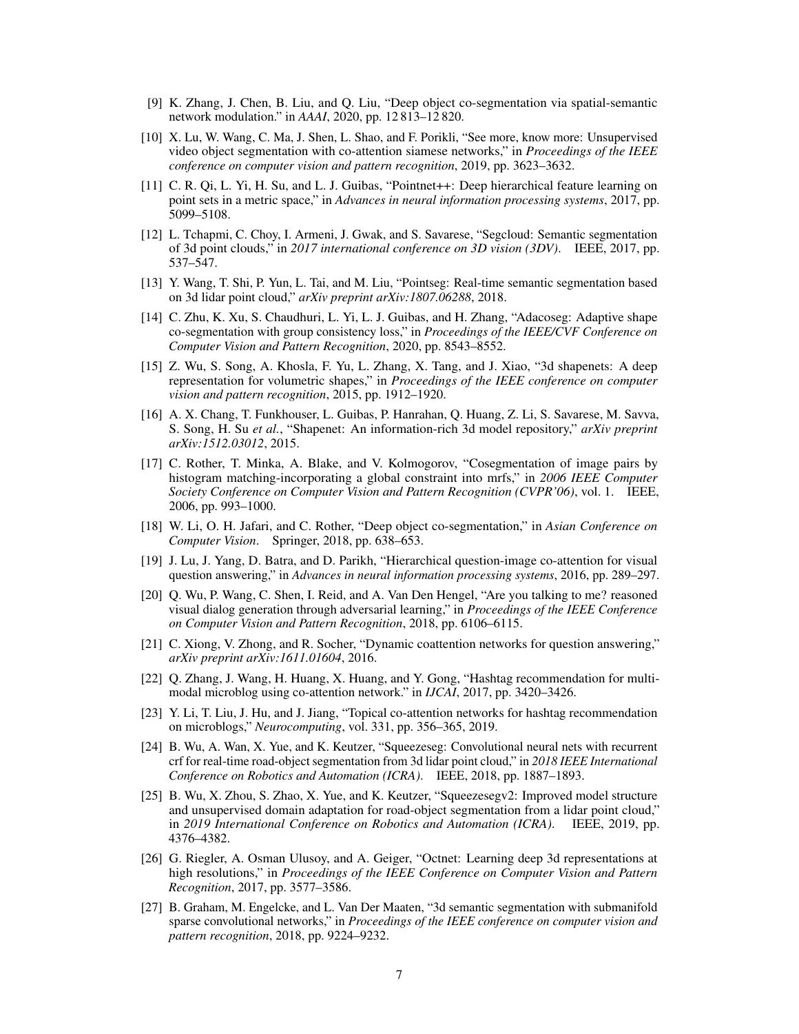[9] K. Zhang, J. Chen, B. Liu, and Q. Liu, "Deep object co-segmentation via spatial-semantic network modulation." in *AAAI*, 2020, pp. 12 813–12 820.

[10] X. Lu, W. Wang, C. Ma, J. Shen, L. Shao, and F. Porikli, "See more, know more: Unsupervised video object segmentation with co-attention siamese networks," in *Proceedings of the IEEE conference on computer vision and pattern recognition*, 2019, pp. 3623–3632.

[11] C. R. Qi, L. Yi, H. Su, and L. J. Guibas, "Pointnet++: Deep hierarchical feature learning on point sets in a metric space," in *Advances in neural information processing systems*, 2017, pp. 5099–5108.

[12] L. Tchapmi, C. Choy, I. Armeni, J. Gwak, and S. Savarese, "Segcloud: Semantic segmentation of 3d point clouds," in *2017 international conference on 3D vision (3DV)*. IEEE, 2017, pp. 537–547.

[13] Y. Wang, T. Shi, P. Yun, L. Tai, and M. Liu, "Pointseg: Real-time semantic segmentation based on 3d lidar point cloud," *arXiv preprint arXiv:1807.06288*, 2018.

[14] C. Zhu, K. Xu, S. Chaudhuri, L. Yi, L. J. Guibas, and H. Zhang, "Adacoseg: Adaptive shape co-segmentation with group consistency loss," in *Proceedings of the IEEE/CVF Conference on Computer Vision and Pattern Recognition*, 2020, pp. 8543–8552.

[15] Z. Wu, S. Song, A. Khosla, F. Yu, L. Zhang, X. Tang, and J. Xiao, "3d shapenets: A deep representation for volumetric shapes," in *Proceedings of the IEEE conference on computer vision and pattern recognition*, 2015, pp. 1912–1920.

[16] A. X. Chang, T. Funkhouser, L. Guibas, P. Hanrahan, Q. Huang, Z. Li, S. Savarese, M. Savva, S. Song, H. Su *et al.*, "Shapenet: An information-rich 3d model repository," *arXiv preprint arXiv:1512.03012*, 2015.

[17] C. Rother, T. Minka, A. Blake, and V. Kolmogorov, "Cosegmentation of image pairs by histogram matching-incorporating a global constraint into mrfs," in *2006 IEEE Computer Society Conference on Computer Vision and Pattern Recognition (CVPR'06)*, vol. 1. IEEE, 2006, pp. 993–1000.

[18] W. Li, O. H. Jafari, and C. Rother, "Deep object co-segmentation," in *Asian Conference on Computer Vision*. Springer, 2018, pp. 638–653.

[19] J. Lu, J. Yang, D. Batra, and D. Parikh, "Hierarchical question-image co-attention for visual question answering," in *Advances in neural information processing systems*, 2016, pp. 289–297.

[20] Q. Wu, P. Wang, C. Shen, I. Reid, and A. Van Den Hengel, "Are you talking to me? reasoned visual dialog generation through adversarial learning," in *Proceedings of the IEEE Conference on Computer Vision and Pattern Recognition*, 2018, pp. 6106–6115.

[21] C. Xiong, V. Zhong, and R. Socher, "Dynamic coattention networks for question answering," *arXiv preprint arXiv:1611.01604*, 2016.

[22] Q. Zhang, J. Wang, H. Huang, X. Huang, and Y. Gong, "Hashtag recommendation for multimodal microblog using co-attention network." in *IJCAI*, 2017, pp. 3420–3426.

[23] Y. Li, T. Liu, J. Hu, and J. Jiang, "Topical co-attention networks for hashtag recommendation on microblogs," *Neurocomputing*, vol. 331, pp. 356–365, 2019.

[24] B. Wu, A. Wan, X. Yue, and K. Keutzer, "Squeezeseg: Convolutional neural nets with recurrent crf for real-time road-object segmentation from 3d lidar point cloud," in *2018 IEEE International Conference on Robotics and Automation (ICRA)*. IEEE, 2018, pp. 1887–1893.

[25] B. Wu, X. Zhou, S. Zhao, X. Yue, and K. Keutzer, "Squeezesegv2: Improved model structure and unsupervised domain adaptation for road-object segmentation from a lidar point cloud," in *2019 International Conference on Robotics and Automation (ICRA)*. IEEE, 2019, pp. 4376–4382.

[26] G. Riegler, A. Osman Ulusoy, and A. Geiger, "Octnet: Learning deep 3d representations at high resolutions," in *Proceedings of the IEEE Conference on Computer Vision and Pattern Recognition*, 2017, pp. 3577–3586.

[27] B. Graham, M. Engelcke, and L. Van Der Maaten, "3d semantic segmentation with submanifold sparse convolutional networks," in *Proceedings of the IEEE conference on computer vision and pattern recognition*, 2018, pp. 9224–9232.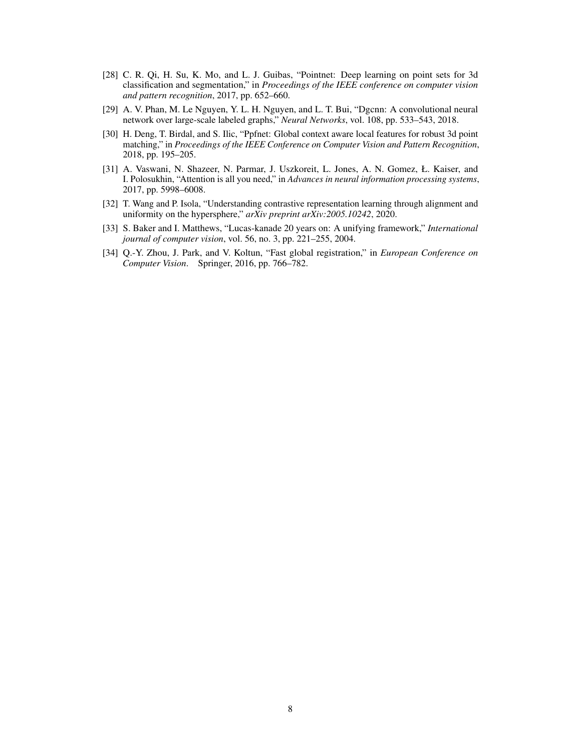[28] C. R. Qi, H. Su, K. Mo, and L. J. Guibas, "Pointnet: Deep learning on point sets for 3d classification and segmentation," in *Proceedings of the IEEE conference on computer vision and pattern recognition*, 2017, pp. 652–660.

[29] A. V. Phan, M. Le Nguyen, Y. L. H. Nguyen, and L. T. Bui, "Dgcnn: A convolutional neural network over large-scale labeled graphs," *Neural Networks*, vol. 108, pp. 533–543, 2018.

[30] H. Deng, T. Birdal, and S. Ilic, "Ppfnet: Global context aware local features for robust 3d point matching," in *Proceedings of the IEEE Conference on Computer Vision and Pattern Recognition*, 2018, pp. 195–205.

[31] A. Vaswani, N. Shazeer, N. Parmar, J. Uszkoreit, L. Jones, A. N. Gomez, Ł. Kaiser, and I. Polosukhin, "Attention is all you need," in *Advances in neural information processing systems*, 2017, pp. 5998–6008.

[32] T. Wang and P. Isola, "Understanding contrastive representation learning through alignment and uniformity on the hypersphere," *arXiv preprint arXiv:2005.10242*, 2020.

[33] S. Baker and I. Matthews, "Lucas-kanade 20 years on: A unifying framework," *International journal of computer vision*, vol. 56, no. 3, pp. 221–255, 2004.

[34] Q.-Y. Zhou, J. Park, and V. Koltun, "Fast global registration," in *European Conference on Computer Vision*. Springer, 2016, pp. 766–782.